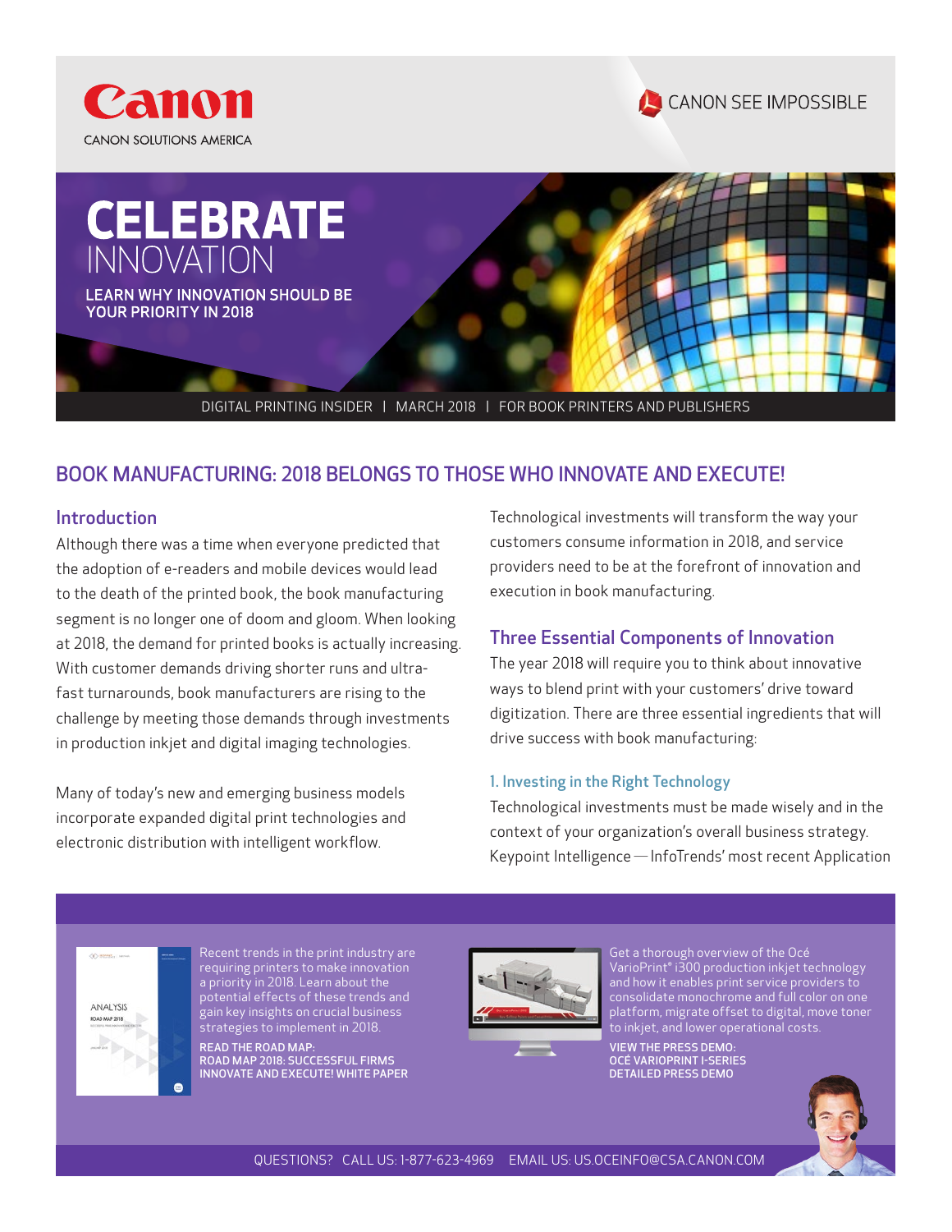Canon

CANON SOLUTIONS AMERICA

CANON SEE IMPOSSIBLE

# CELEBRATE INNOVATION

LEARN WHY INNOVATION SHOULD BE YOUR PRIORITY IN 2018

DIGITAL PRINTING INSIDER | MARCH 2018 | FOR BOOK PRINTERS AND PUBLISHERS

## BOOK MANUFACTURING: 2018 BELONGS TO THOSE WHO INNOVATE AND EXECUTE!

### Introduction

Although there was a time when everyone predicted that the adoption of e-readers and mobile devices would lead to the death of the printed book, the book manufacturing segment is no longer one of doom and gloom. When looking at 2018, the demand for printed books is actually increasing. With customer demands driving shorter runs and ultra-fast turnarounds, book manufacturers are rising to the challenge by meeting those demands through investments in production inkjet and digital imaging technologies.

Many of today's new and emerging business models incorporate expanded digital print technologies and electronic distribution with intelligent workflow.

Technological investments will transform the way your customers consume information in 2018, and service providers need to be at the forefront of innovation and execution in book manufacturing.

### Three Essential Components of Innovation

The year 2018 will require you to think about innovative ways to blend print with your customers' drive toward digitization. There are three essential ingredients that will drive success with book manufacturing:

#### 1. Investing in the Right Technology

Technological investments must be made wisely and in the context of your organization's overall business strategy. Keypoint Intelligence — InfoTrends' most recent Application

---

Recent trends in the print industry are requiring printers to make innovation a priority in 2018. Learn about the potential effects of these trends and gain key insights on crucial business strategies to implement in 2018.

**READ THE ROAD MAP: ROAD MAP 2018: SUCCESSFUL FIRMS INNOVATE AND EXECUTE! WHITE PAPER**

Get a thorough overview of the Océ VarioPrint® i300 production inkjet technology and how it enables print service providers to consolidate monochrome and full color on one platform, migrate offset to digital, move toner to inkjet, and lower operational costs.

**VIEW THE PRESS DEMO: OCÉ VARIOPRINT I-SERIES DETAILED PRESS DEMO**

QUESTIONS? CALL US: 1-877-623-4969 EMAIL US: US.OCEINFO@CSA.CANON.COM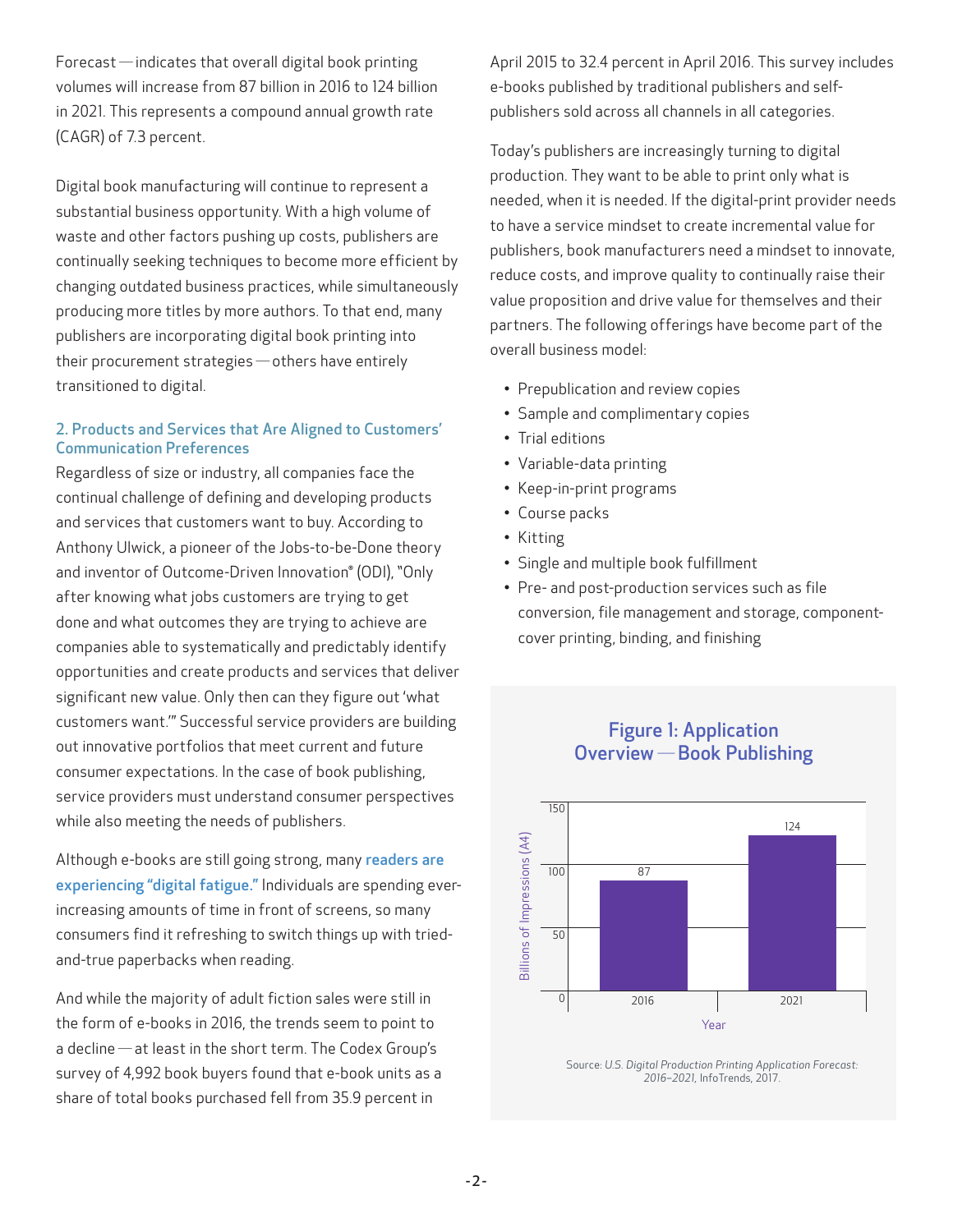Forecast — indicates that overall digital book printing volumes will increase from 87 billion in 2016 to 124 billion in 2021. This represents a compound annual growth rate (CAGR) of 7.3 percent.

Digital book manufacturing will continue to represent a substantial business opportunity. With a high volume of waste and other factors pushing up costs, publishers are continually seeking techniques to become more efficient by changing outdated business practices, while simultaneously producing more titles by more authors. To that end, many publishers are incorporating digital book printing into their procurement strategies — others have entirely transitioned to digital.

### 2. Products and Services that Are Aligned to Customers' Communication Preferences

Regardless of size or industry, all companies face the continual challenge of defining and developing products and services that customers want to buy. According to Anthony Ulwick, a pioneer of the Jobs-to-be-Done theory and inventor of Outcome-Driven Innovation® (ODI), "Only after knowing what jobs customers are trying to get done and what outcomes they are trying to achieve are companies able to systematically and predictably identify opportunities and create products and services that deliver significant new value. Only then can they figure out 'what customers want.'" Successful service providers are building out innovative portfolios that meet current and future consumer expectations. In the case of book publishing, service providers must understand consumer perspectives while also meeting the needs of publishers.

Although e-books are still going strong, many readers are experiencing "digital fatigue." Individuals are spending ever-increasing amounts of time in front of screens, so many consumers find it refreshing to switch things up with tried-and-true paperbacks when reading.

And while the majority of adult fiction sales were still in the form of e-books in 2016, the trends seem to point to a decline — at least in the short term. The Codex Group's survey of 4,992 book buyers found that e-book units as a share of total books purchased fell from 35.9 percent in April 2015 to 32.4 percent in April 2016. This survey includes e-books published by traditional publishers and self-publishers sold across all channels in all categories.

Today's publishers are increasingly turning to digital production. They want to be able to print only what is needed, when it is needed. If the digital-print provider needs to have a service mindset to create incremental value for publishers, book manufacturers need a mindset to innovate, reduce costs, and improve quality to continually raise their value proposition and drive value for themselves and their partners. The following offerings have become part of the overall business model:

- Prepublication and review copies
- Sample and complimentary copies
- Trial editions
- Variable-data printing
- Keep-in-print programs
- Course packs
- Kitting
- Single and multiple book fulfillment
- Pre- and post-production services such as file conversion, file management and storage, component-cover printing, binding, and finishing

**Figure 1: Application Overview — Book Publishing**

| Year | Billions of Impressions (A4) |
|---|---|
| 2016 | 87 |
| 2021 | 124 |

Source: *U.S. Digital Production Printing Application Forecast: 2016–2021*, InfoTrends, 2017.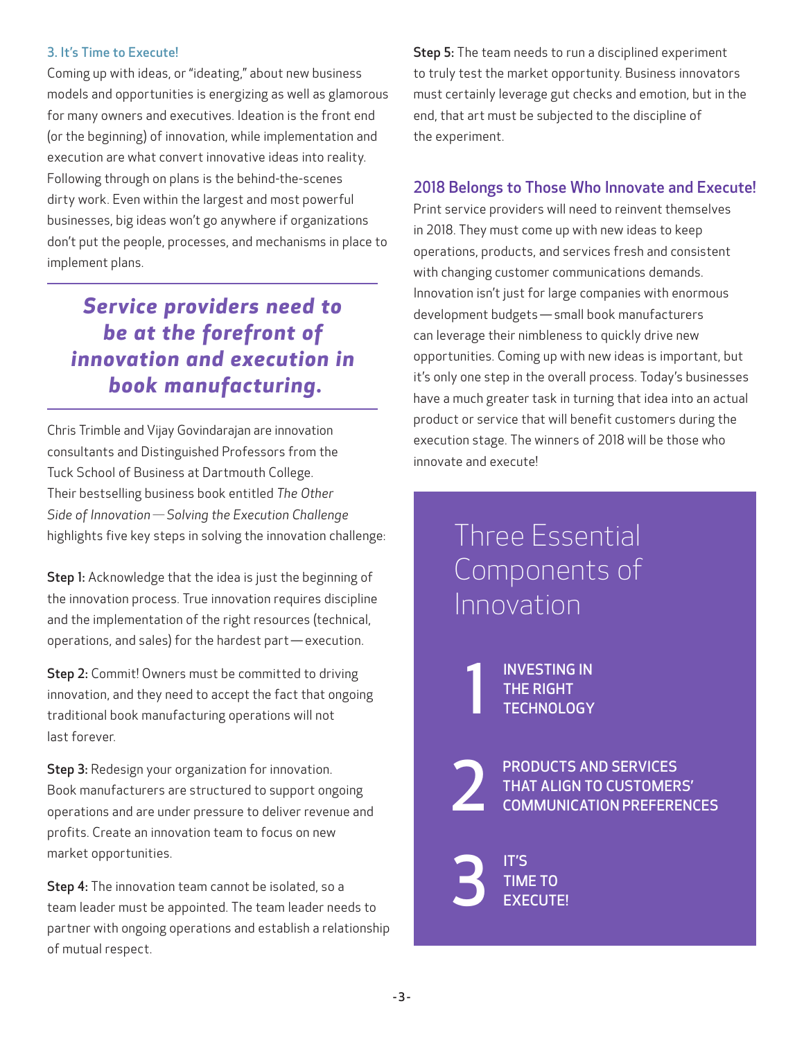### 3. It's Time to Execute!

Coming up with ideas, or "ideating," about new business models and opportunities is energizing as well as glamorous for many owners and executives. Ideation is the front end (or the beginning) of innovation, while implementation and execution are what convert innovative ideas into reality. Following through on plans is the behind-the-scenes dirty work. Even within the largest and most powerful businesses, big ideas won't go anywhere if organizations don't put the people, processes, and mechanisms in place to implement plans.

> ***Service providers need to be at the forefront of innovation and execution in book manufacturing.***

Chris Trimble and Vijay Govindarajan are innovation consultants and Distinguished Professors from the Tuck School of Business at Dartmouth College. Their bestselling business book entitled *The Other Side of Innovation—Solving the Execution Challenge* highlights five key steps in solving the innovation challenge:

**Step 1:** Acknowledge that the idea is just the beginning of the innovation process. True innovation requires discipline and the implementation of the right resources (technical, operations, and sales) for the hardest part—execution.

**Step 2:** Commit! Owners must be committed to driving innovation, and they need to accept the fact that ongoing traditional book manufacturing operations will not last forever.

**Step 3:** Redesign your organization for innovation. Book manufacturers are structured to support ongoing operations and are under pressure to deliver revenue and profits. Create an innovation team to focus on new market opportunities.

**Step 4:** The innovation team cannot be isolated, so a team leader must be appointed. The team leader needs to partner with ongoing operations and establish a relationship of mutual respect.

**Step 5:** The team needs to run a disciplined experiment to truly test the market opportunity. Business innovators must certainly leverage gut checks and emotion, but in the end, that art must be subjected to the discipline of the experiment.

## 2018 Belongs to Those Who Innovate and Execute!

Print service providers will need to reinvent themselves in 2018. They must come up with new ideas to keep operations, products, and services fresh and consistent with changing customer communications demands. Innovation isn't just for large companies with enormous development budgets—small book manufacturers can leverage their nimbleness to quickly drive new opportunities. Coming up with new ideas is important, but it's only one step in the overall process. Today's businesses have a much greater task in turning that idea into an actual product or service that will benefit customers during the execution stage. The winners of 2018 will be those who innovate and execute!

## Three Essential Components of Innovation

1. INVESTING IN THE RIGHT TECHNOLOGY
2. PRODUCTS AND SERVICES THAT ALIGN TO CUSTOMERS' COMMUNICATION PREFERENCES
3. IT'S TIME TO EXECUTE!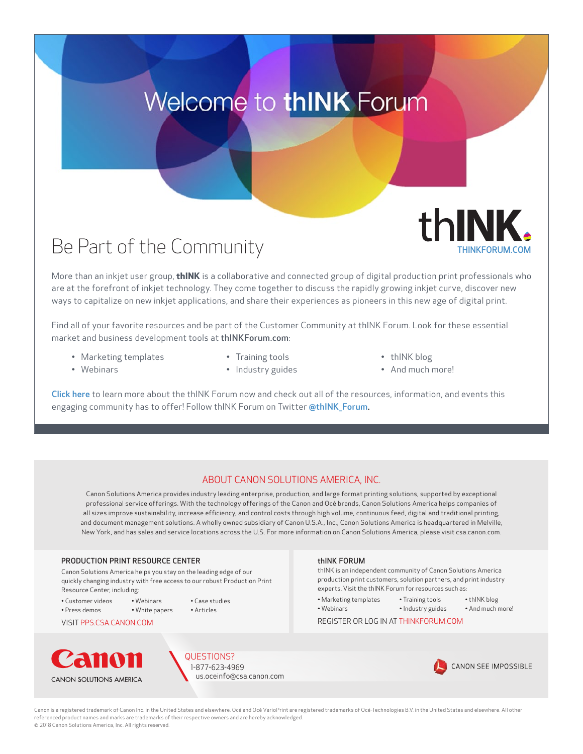# Welcome to **thINK** Forum

thINK.
THINKFORUM.COM

## Be Part of the Community

More than an inkjet user group, **thINK** is a collaborative and connected group of digital production print professionals who are at the forefront of inkjet technology. They come together to discuss the rapidly growing inkjet curve, discover new ways to capitalize on new inkjet applications, and share their experiences as pioneers in this new age of digital print.

Find all of your favorite resources and be part of the Customer Community at thINK Forum. Look for these essential market and business development tools at **thINKForum.com**:

- Marketing templates
- Webinars
- Training tools
- Industry guides
- thINK blog
- And much more!

Click here to learn more about the thINK Forum now and check out all of the resources, information, and events this engaging community has to offer! Follow thINK Forum on Twitter **@thINK_Forum**.

## ABOUT CANON SOLUTIONS AMERICA, INC.

Canon Solutions America provides industry leading enterprise, production, and large format printing solutions, supported by exceptional professional service offerings. With the technology offerings of the Canon and Océ brands, Canon Solutions America helps companies of all sizes improve sustainability, increase efficiency, and control costs through high volume, continuous feed, digital and traditional printing, and document management solutions. A wholly owned subsidiary of Canon U.S.A., Inc., Canon Solutions America is headquartered in Melville, New York, and has sales and service locations across the U.S. For more information on Canon Solutions America, please visit csa.canon.com.

### PRODUCTION PRINT RESOURCE CENTER

Canon Solutions America helps you stay on the leading edge of our quickly changing industry with free access to our robust Production Print Resource Center, including:

- Customer videos
- Press demos
- Webinars
- White papers
- Case studies
- Articles

VISIT PPS.CSA.CANON.COM

### thINK FORUM

thINK is an independent community of Canon Solutions America production print customers, solution partners, and print industry experts. Visit the thINK Forum for resources such as:

- Marketing templates
- Webinars
- Training tools
- Industry guides
- thINK blog
- And much more!

REGISTER OR LOG IN AT THINKFORUM.COM

Canon
CANON SOLUTIONS AMERICA

QUESTIONS?
1-877-623-4969
us.oceinfo@csa.canon.com

CANON SEE IMPOSSIBLE

Canon is a registered trademark of Canon Inc. in the United States and elsewhere. Océ and Océ VarioPrint are registered trademarks of Océ-Technologies B.V. in the United States and elsewhere. All other referenced product names and marks are trademarks of their respective owners and are hereby acknowledged.
© 2018 Canon Solutions America, Inc. All rights reserved.